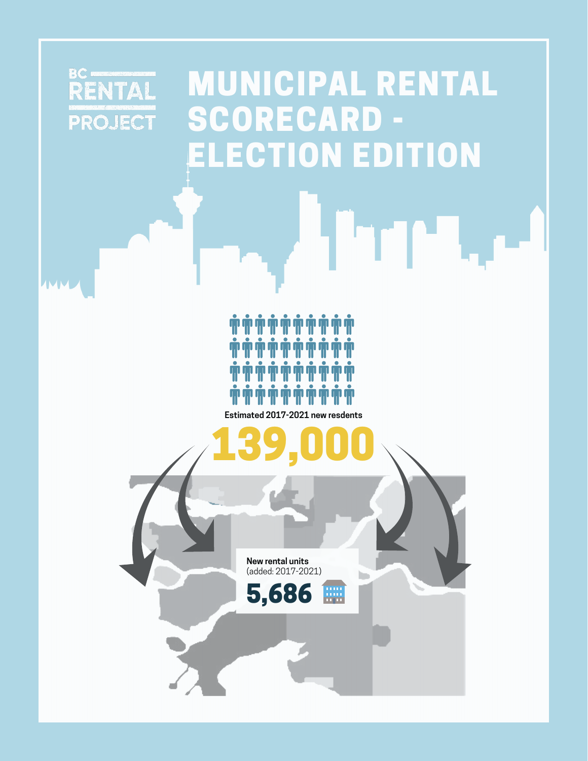BC RENTAL PROJECT

# MUNICIPAL RENTAL SCORECARD - ELECTION EDITION

Estimated 2017-2021 new resdents

**139,000**

New rental units
(added: 2017-2021)

**5,686**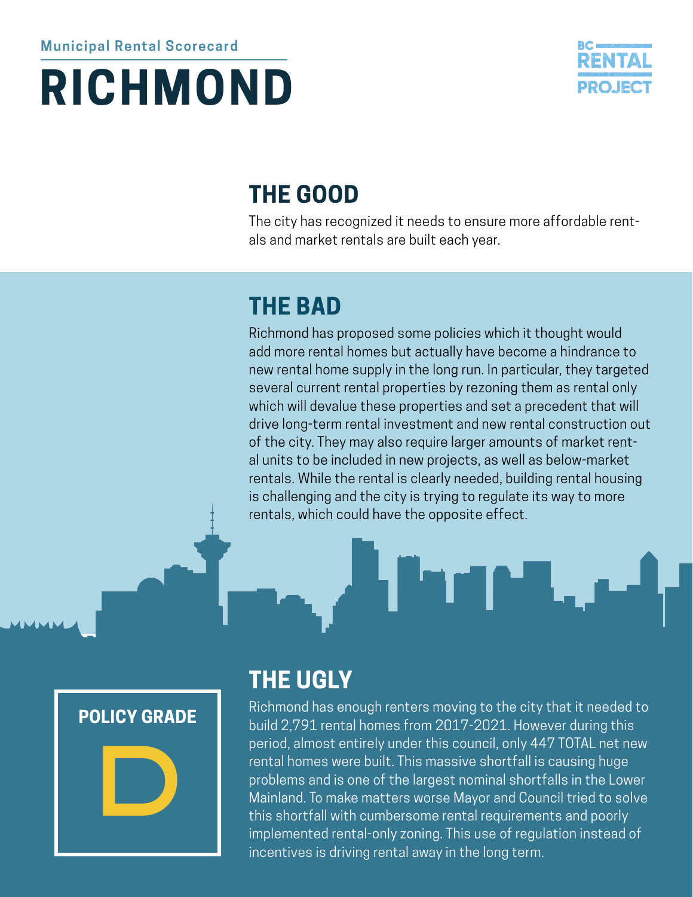Municipal Rental Scorecard

# RICHMOND

BC RENTAL PROJECT

## THE GOOD

The city has recognized it needs to ensure more affordable rentals and market rentals are built each year.

## THE BAD

Richmond has proposed some policies which it thought would add more rental homes but actually have become a hindrance to new rental home supply in the long run. In particular, they targeted several current rental properties by rezoning them as rental only which will devalue these properties and set a precedent that will drive long-term rental investment and new rental construction out of the city. They may also require larger amounts of market rental units to be included in new projects, as well as below-market rentals. While the rental is clearly needed, building rental housing is challenging and the city is trying to regulate its way to more rentals, which could have the opposite effect.

**POLICY GRADE**

**D**

## THE UGLY

Richmond has enough renters moving to the city that it needed to build 2,791 rental homes from 2017-2021. However during this period, almost entirely under this council, only 447 TOTAL net new rental homes were built. This massive shortfall is causing huge problems and is one of the largest nominal shortfalls in the Lower Mainland. To make matters worse Mayor and Council tried to solve this shortfall with cumbersome rental requirements and poorly implemented rental-only zoning. This use of regulation instead of incentives is driving rental away in the long term.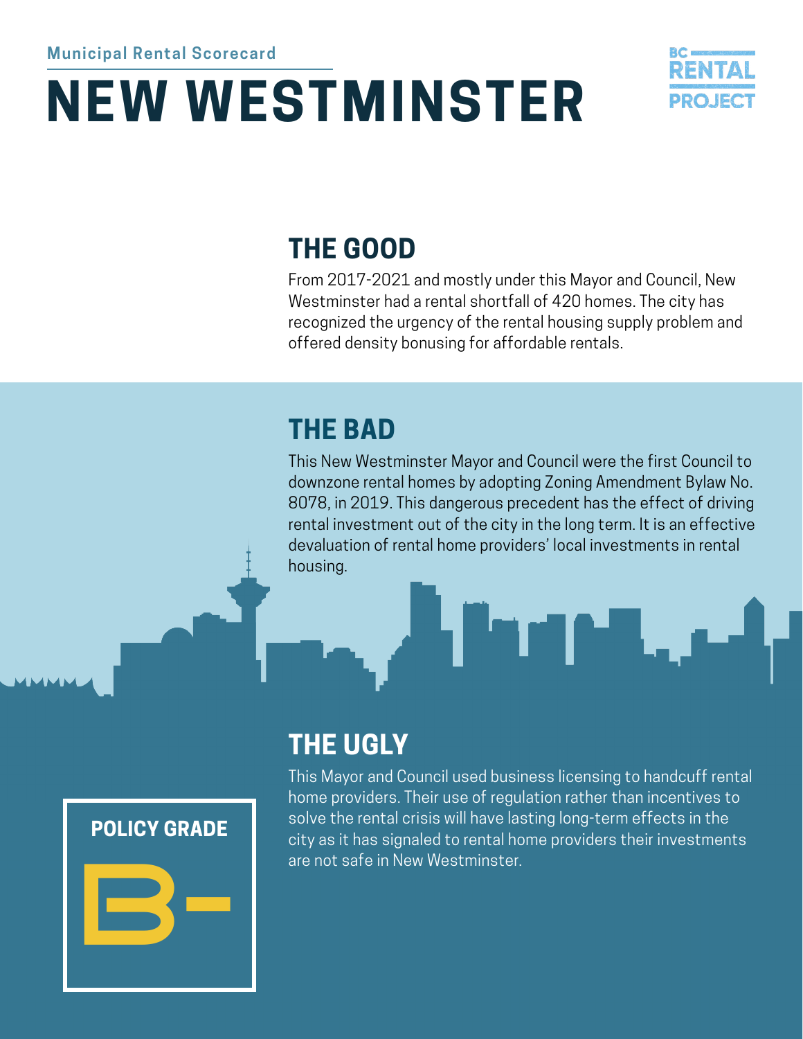Municipal Rental Scorecard

# NEW WESTMINSTER

BC RENTAL PROJECT

## THE GOOD

From 2017-2021 and mostly under this Mayor and Council, New Westminster had a rental shortfall of 420 homes. The city has recognized the urgency of the rental housing supply problem and offered density bonusing for affordable rentals.

## THE BAD

This New Westminster Mayor and Council were the first Council to downzone rental homes by adopting Zoning Amendment Bylaw No. 8078, in 2019. This dangerous precedent has the effect of driving rental investment out of the city in the long term. It is an effective devaluation of rental home providers' local investments in rental housing.

## THE UGLY

This Mayor and Council used business licensing to handcuff rental home providers. Their use of regulation rather than incentives to solve the rental crisis will have lasting long-term effects in the city as it has signaled to rental home providers their investments are not safe in New Westminster.

**POLICY GRADE**

**B-**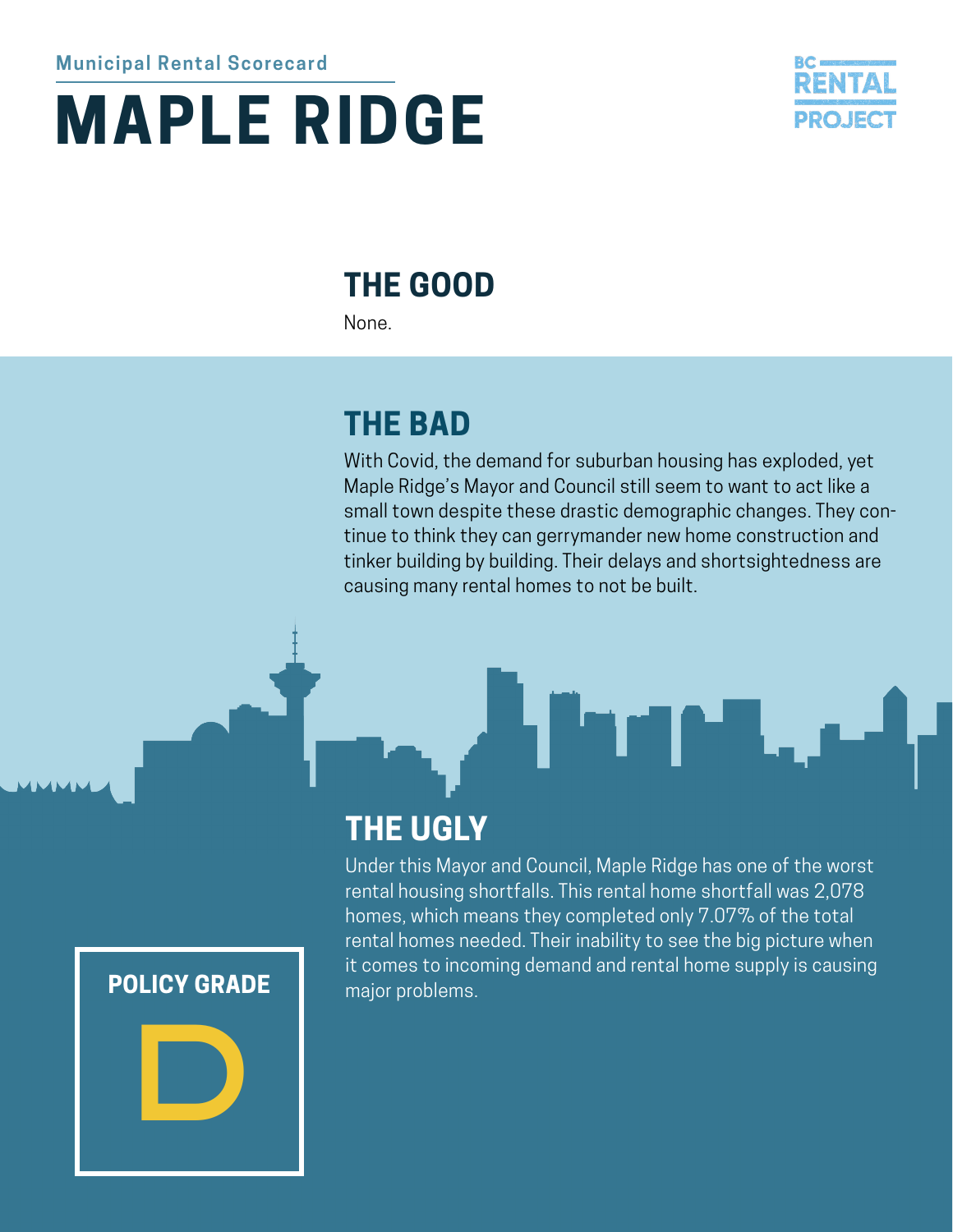Municipal Rental Scorecard

# MAPLE RIDGE

BC RENTAL PROJECT

## THE GOOD

None.

## THE BAD

With Covid, the demand for suburban housing has exploded, yet Maple Ridge's Mayor and Council still seem to want to act like a small town despite these drastic demographic changes. They continue to think they can gerrymander new home construction and tinker building by building. Their delays and shortsightedness are causing many rental homes to not be built.

## THE UGLY

Under this Mayor and Council, Maple Ridge has one of the worst rental housing shortfalls. This rental home shortfall was 2,078 homes, which means they completed only 7.07% of the total rental homes needed. Their inability to see the big picture when it comes to incoming demand and rental home supply is causing major problems.

**POLICY GRADE**

**D**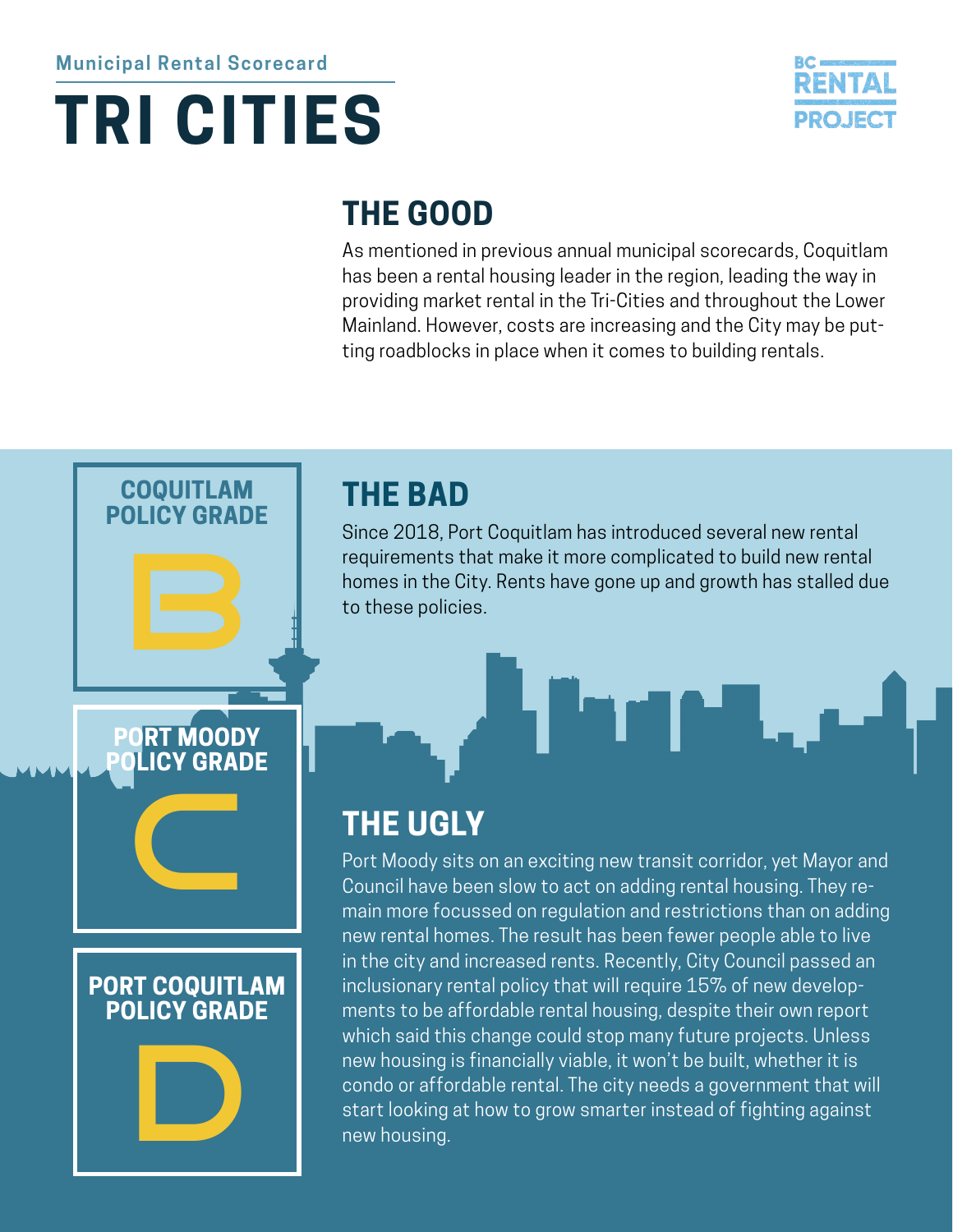Municipal Rental Scorecard

# TRI CITIES

## THE GOOD

As mentioned in previous annual municipal scorecards, Coquitlam has been a rental housing leader in the region, leading the way in providing market rental in the Tri-Cities and throughout the Lower Mainland. However, costs are increasing and the City may be putting roadblocks in place when it comes to building rentals.

**COQUITLAM POLICY GRADE**

**B**

## THE BAD

Since 2018, Port Coquitlam has introduced several new rental requirements that make it more complicated to build new rental homes in the City. Rents have gone up and growth has stalled due to these policies.

**PORT MOODY POLICY GRADE**

**C**

## THE UGLY

Port Moody sits on an exciting new transit corridor, yet Mayor and Council have been slow to act on adding rental housing. They remain more focussed on regulation and restrictions than on adding new rental homes. The result has been fewer people able to live in the city and increased rents. Recently, City Council passed an inclusionary rental policy that will require 15% of new developments to be affordable rental housing, despite their own report which said this change could stop many future projects. Unless new housing is financially viable, it won't be built, whether it is condo or affordable rental. The city needs a government that will start looking at how to grow smarter instead of fighting against new housing.

**PORT COQUITLAM POLICY GRADE**

**D**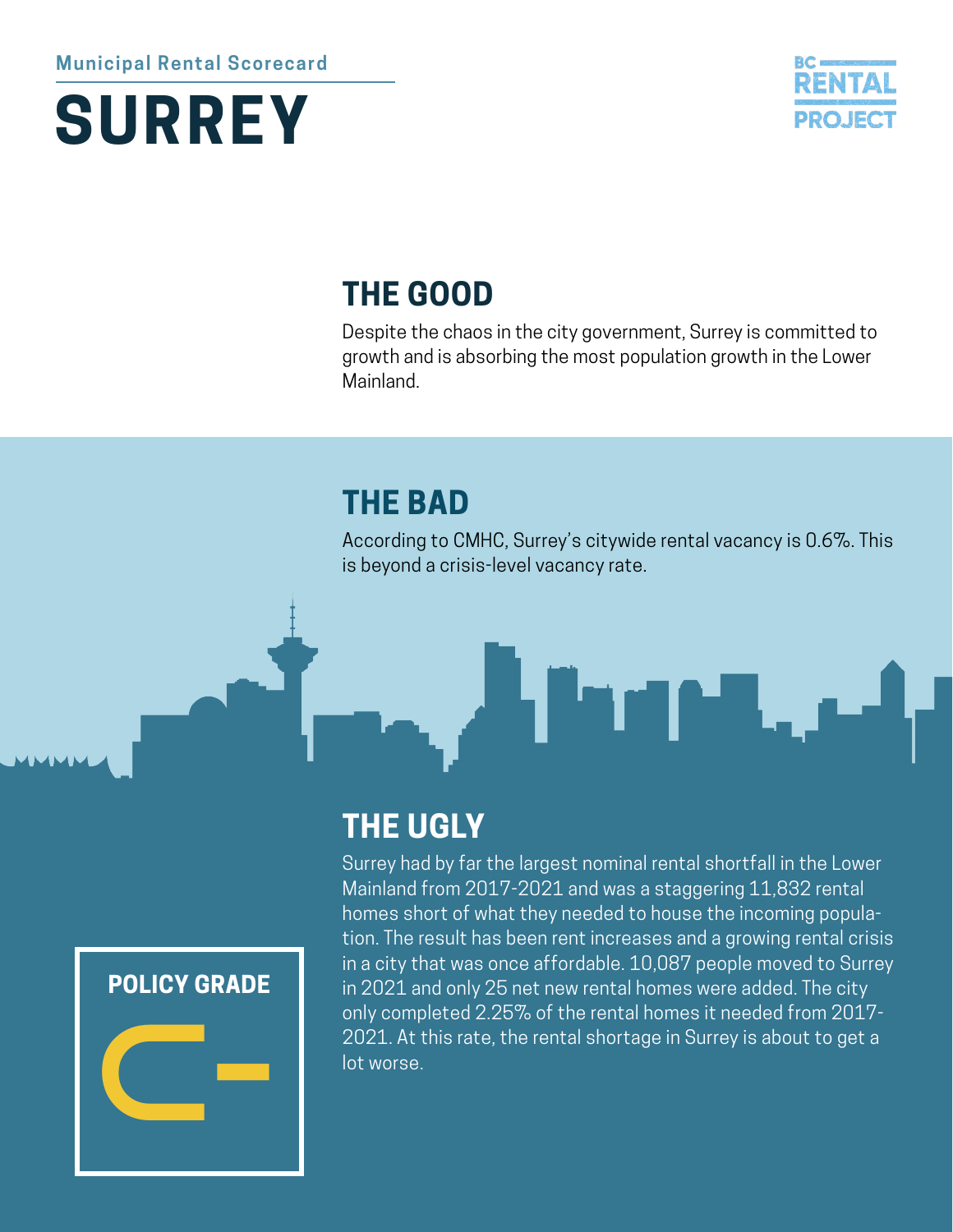Municipal Rental Scorecard

# SURREY

BC RENTAL PROJECT

## THE GOOD

Despite the chaos in the city government, Surrey is committed to growth and is absorbing the most population growth in the Lower Mainland.

## THE BAD

According to CMHC, Surrey's citywide rental vacancy is 0.6%. This is beyond a crisis-level vacancy rate.

## THE UGLY

Surrey had by far the largest nominal rental shortfall in the Lower Mainland from 2017-2021 and was a staggering 11,832 rental homes short of what they needed to house the incoming population. The result has been rent increases and a growing rental crisis in a city that was once affordable. 10,087 people moved to Surrey in 2021 and only 25 net new rental homes were added. The city only completed 2.25% of the rental homes it needed from 2017-2021. At this rate, the rental shortage in Surrey is about to get a lot worse.

**POLICY GRADE**

**C-**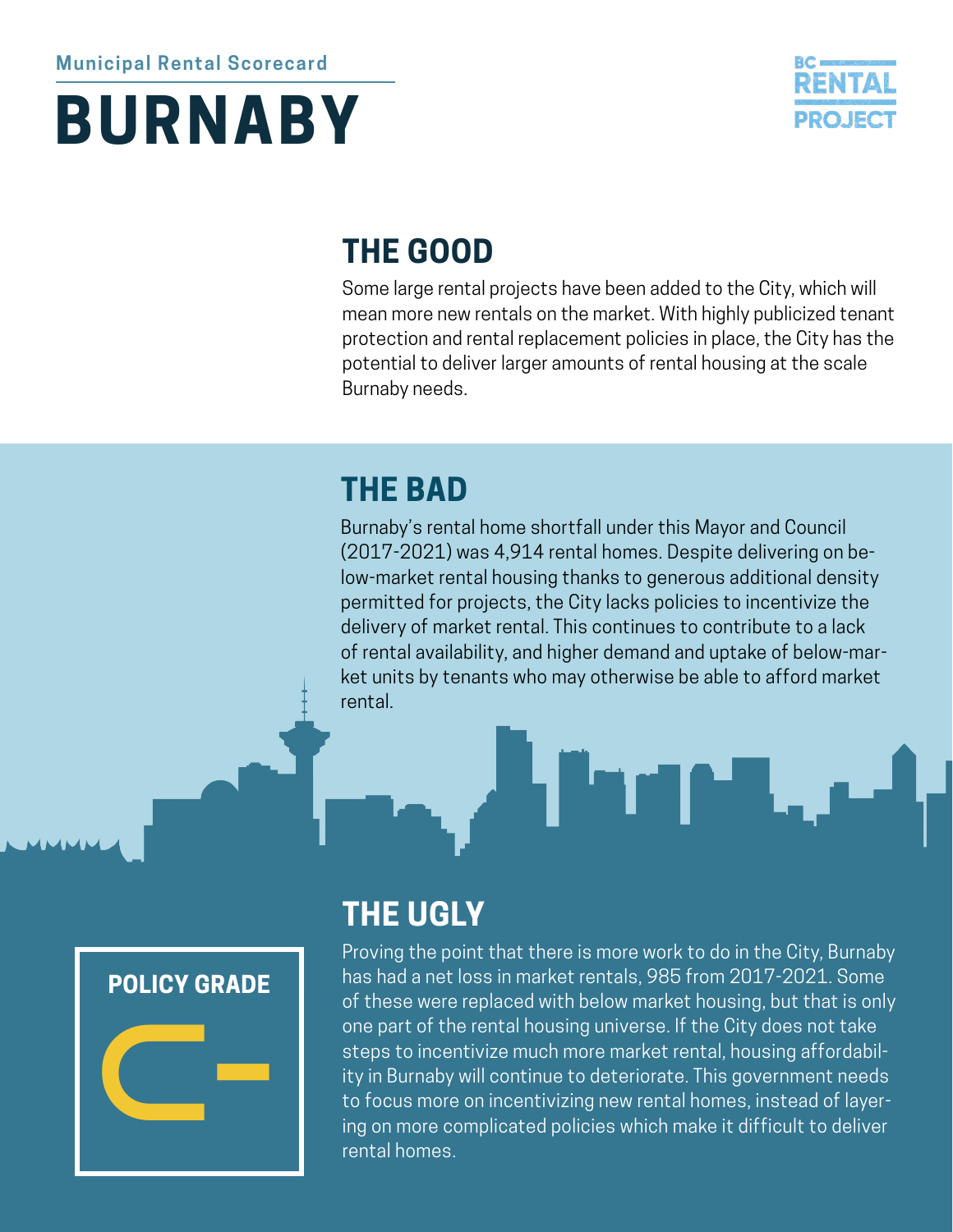Municipal Rental Scorecard

# BURNABY

BC RENTAL PROJECT

## THE GOOD

Some large rental projects have been added to the City, which will mean more new rentals on the market. With highly publicized tenant protection and rental replacement policies in place, the City has the potential to deliver larger amounts of rental housing at the scale Burnaby needs.

## THE BAD

Burnaby's rental home shortfall under this Mayor and Council (2017-2021) was 4,914 rental homes. Despite delivering on below-market rental housing thanks to generous additional density permitted for projects, the City lacks policies to incentivize the delivery of market rental. This continues to contribute to a lack of rental availability, and higher demand and uptake of below-market units by tenants who may otherwise be able to afford market rental.

## THE UGLY

Proving the point that there is more work to do in the City, Burnaby has had a net loss in market rentals, 985 from 2017-2021. Some of these were replaced with below market housing, but that is only one part of the rental housing universe. If the City does not take steps to incentivize much more market rental, housing affordability in Burnaby will continue to deteriorate. This government needs to focus more on incentivizing new rental homes, instead of layering on more complicated policies which make it difficult to deliver rental homes.

**POLICY GRADE**

**C-**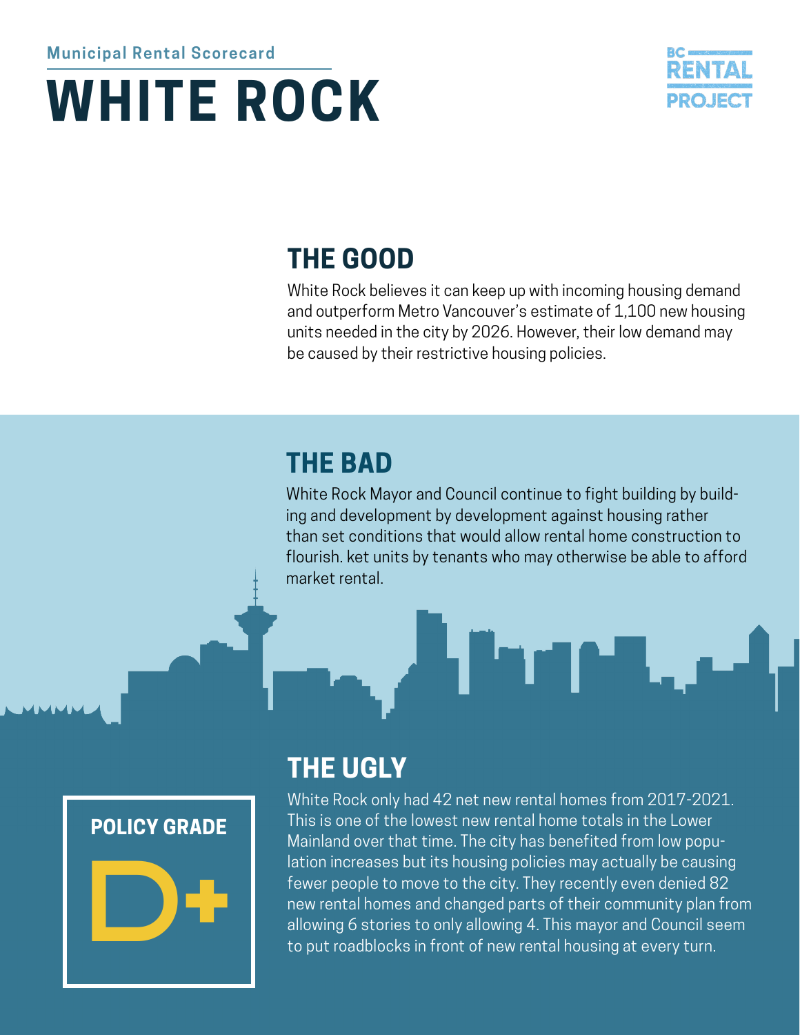Municipal Rental Scorecard

# WHITE ROCK

BC RENTAL PROJECT

## THE GOOD

White Rock believes it can keep up with incoming housing demand and outperform Metro Vancouver's estimate of 1,100 new housing units needed in the city by 2026. However, their low demand may be caused by their restrictive housing policies.

## THE BAD

White Rock Mayor and Council continue to fight building by building and development by development against housing rather than set conditions that would allow rental home construction to flourish. ket units by tenants who may otherwise be able to afford market rental.

## THE UGLY

White Rock only had 42 net new rental homes from 2017-2021. This is one of the lowest new rental home totals in the Lower Mainland over that time. The city has benefited from low population increases but its housing policies may actually be causing fewer people to move to the city. They recently even denied 82 new rental homes and changed parts of their community plan from allowing 6 stories to only allowing 4. This mayor and Council seem to put roadblocks in front of new rental housing at every turn.

**POLICY GRADE**

**D+**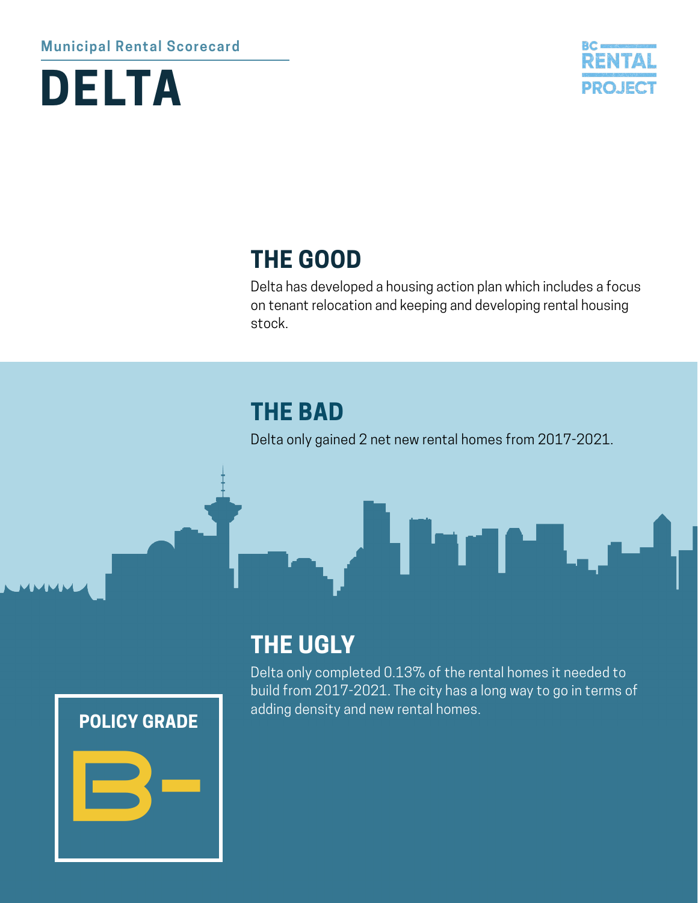Municipal Rental Scorecard

# DELTA

BC RENTAL PROJECT

## THE GOOD

Delta has developed a housing action plan which includes a focus on tenant relocation and keeping and developing rental housing stock.

## THE BAD

Delta only gained 2 net new rental homes from 2017-2021.

## THE UGLY

Delta only completed 0.13% of the rental homes it needed to build from 2017-2021. The city has a long way to go in terms of adding density and new rental homes.

**POLICY GRADE**

**B-**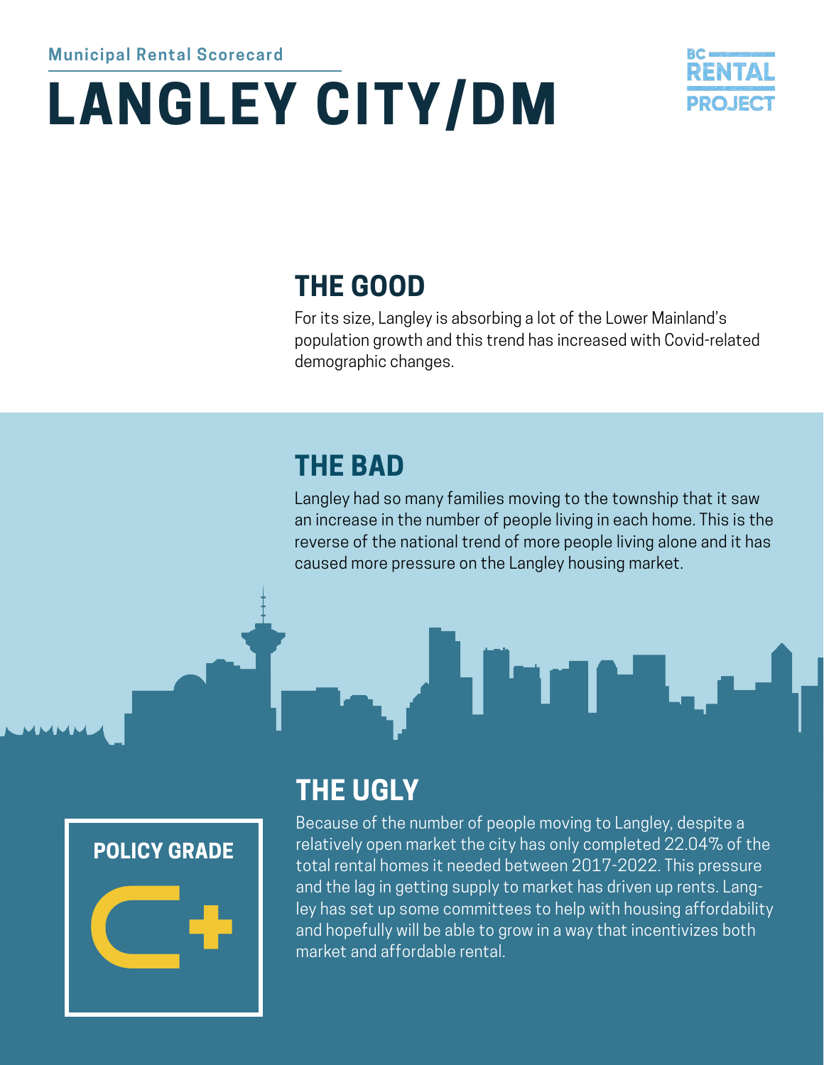Municipal Rental Scorecard

# LANGLEY CITY/DM

BC RENTAL PROJECT

## THE GOOD

For its size, Langley is absorbing a lot of the Lower Mainland's population growth and this trend has increased with Covid-related demographic changes.

## THE BAD

Langley had so many families moving to the township that it saw an increase in the number of people living in each home. This is the reverse of the national trend of more people living alone and it has caused more pressure on the Langley housing market.

## THE UGLY

Because of the number of people moving to Langley, despite a relatively open market the city has only completed 22.04% of the total rental homes it needed between 2017-2022. This pressure and the lag in getting supply to market has driven up rents. Langley has set up some committees to help with housing affordability and hopefully will be able to grow in a way that incentivizes both market and affordable rental.

**POLICY GRADE**

**C+**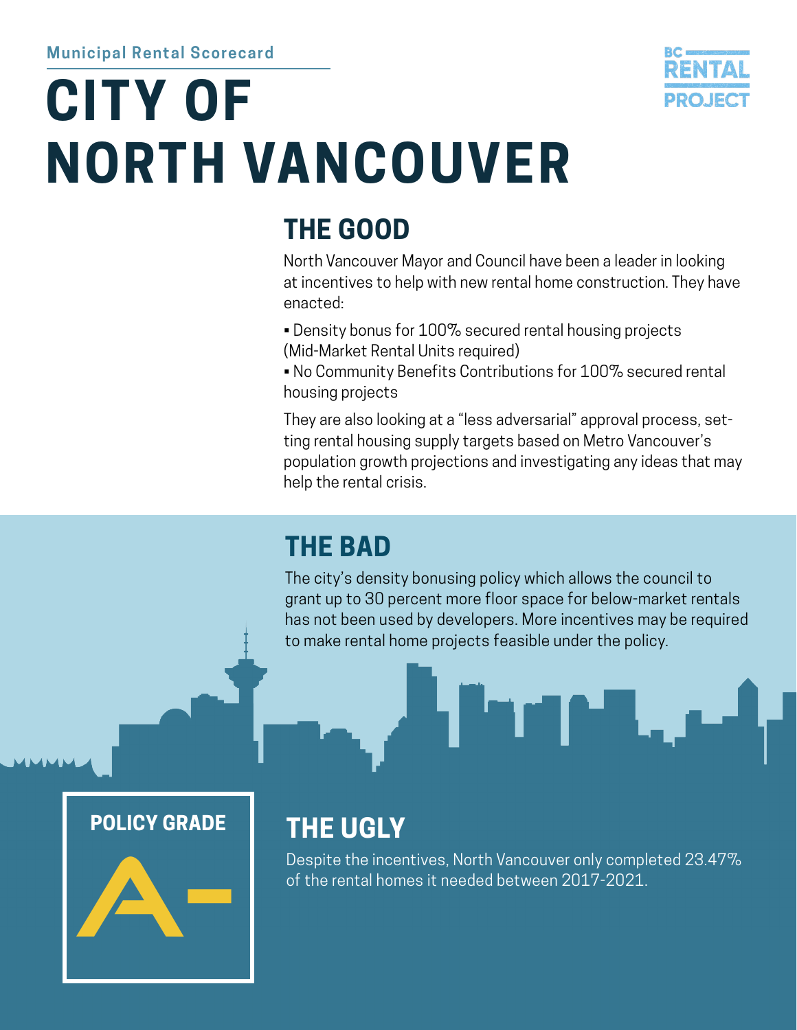Municipal Rental Scorecard

# CITY OF NORTH VANCOUVER

BC RENTAL PROJECT

## THE GOOD

North Vancouver Mayor and Council have been a leader in looking at incentives to help with new rental home construction. They have enacted:

- Density bonus for 100% secured rental housing projects (Mid-Market Rental Units required)
- No Community Benefits Contributions for 100% secured rental housing projects

They are also looking at a "less adversarial" approval process, setting rental housing supply targets based on Metro Vancouver's population growth projections and investigating any ideas that may help the rental crisis.

## THE BAD

The city's density bonusing policy which allows the council to grant up to 30 percent more floor space for below-market rentals has not been used by developers. More incentives may be required to make rental home projects feasible under the policy.

**POLICY GRADE**

**A-**

## THE UGLY

Despite the incentives, North Vancouver only completed 23.47% of the rental homes it needed between 2017-2021.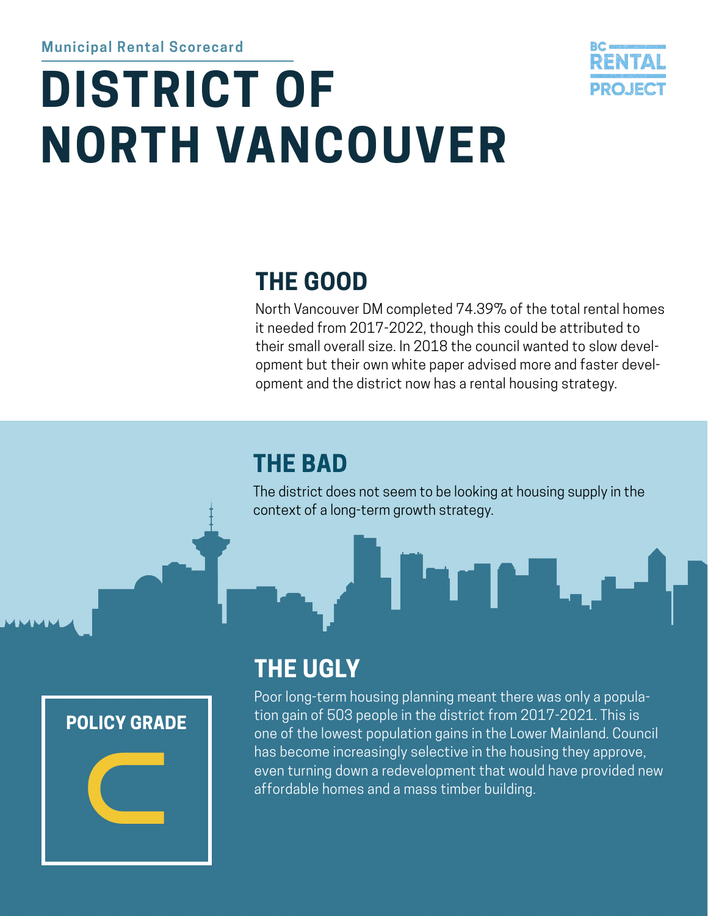Municipal Rental Scorecard

# DISTRICT OF NORTH VANCOUVER

BC RENTAL PROJECT

## THE GOOD

North Vancouver DM completed 74.39% of the total rental homes it needed from 2017-2022, though this could be attributed to their small overall size. In 2018 the council wanted to slow development but their own white paper advised more and faster development and the district now has a rental housing strategy.

## THE BAD

The district does not seem to be looking at housing supply in the context of a long-term growth strategy.

## THE UGLY

Poor long-term housing planning meant there was only a population gain of 503 people in the district from 2017-2021. This is one of the lowest population gains in the Lower Mainland. Council has become increasingly selective in the housing they approve, even turning down a redevelopment that would have provided new affordable homes and a mass timber building.

**POLICY GRADE**

**C**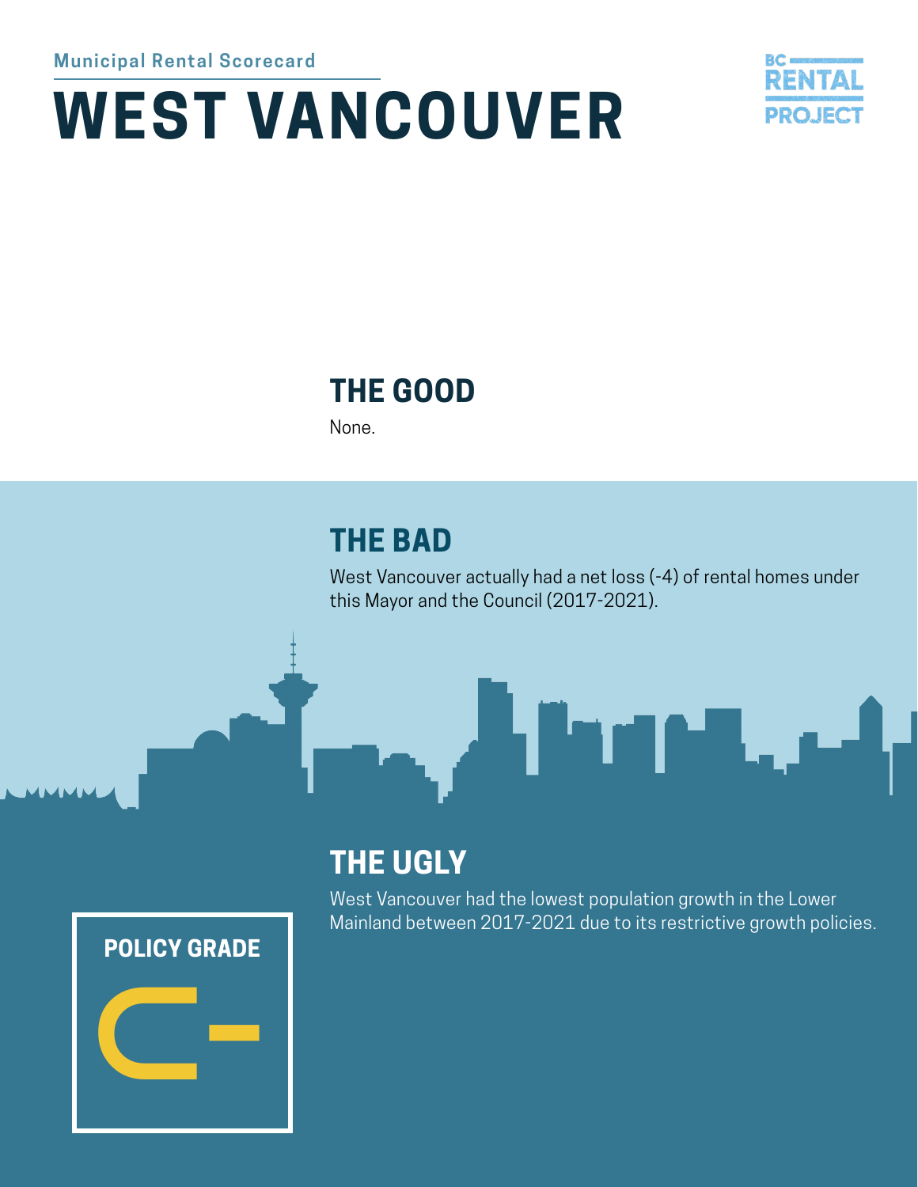Municipal Rental Scorecard

# WEST VANCOUVER

BC RENTAL PROJECT

## THE GOOD

None.

## THE BAD

West Vancouver actually had a net loss (-4) of rental homes under this Mayor and the Council (2017-2021).

## THE UGLY

West Vancouver had the lowest population growth in the Lower Mainland between 2017-2021 due to its restrictive growth policies.

**POLICY GRADE**

**C-**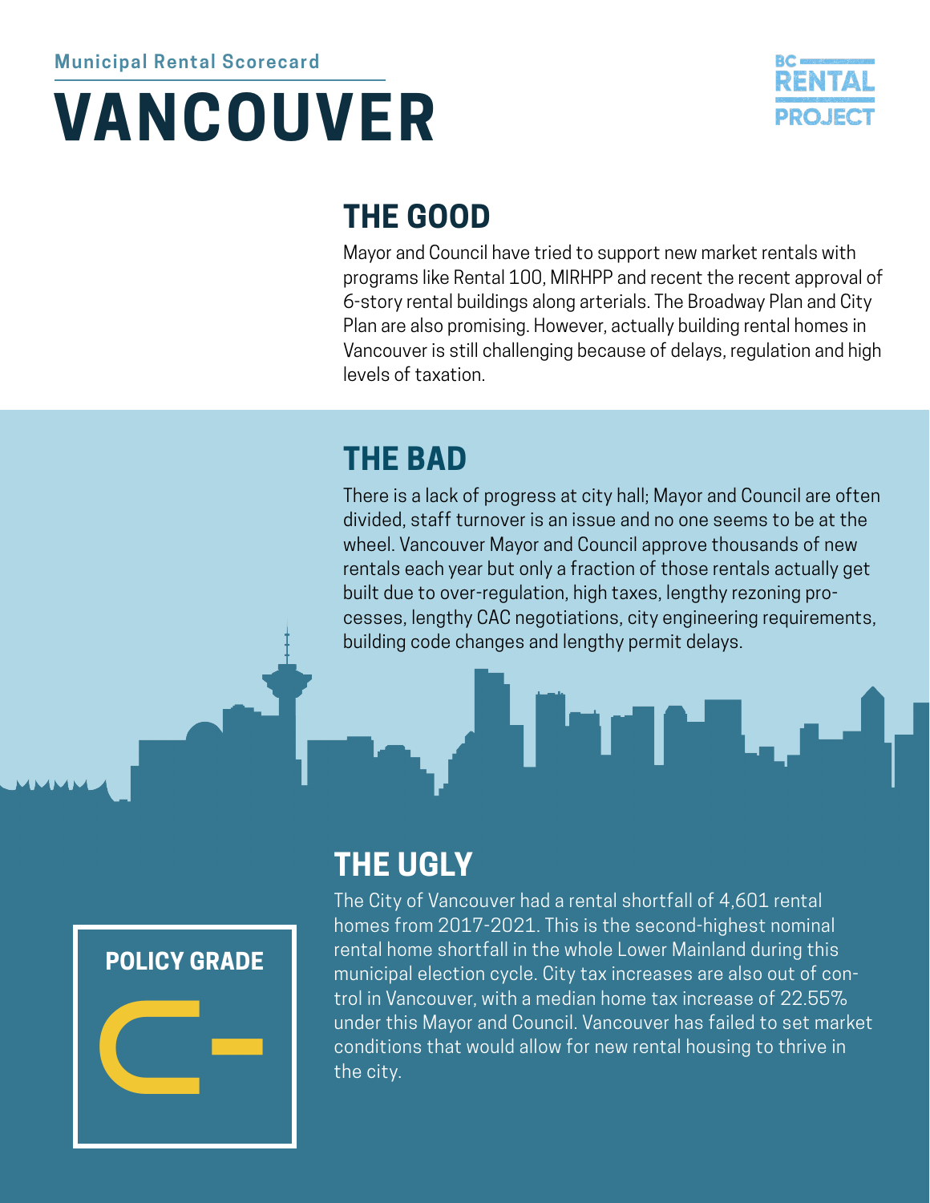Municipal Rental Scorecard

# VANCOUVER

BC RENTAL PROJECT

## THE GOOD

Mayor and Council have tried to support new market rentals with programs like Rental 100, MIRHPP and recent the recent approval of 6-story rental buildings along arterials. The Broadway Plan and City Plan are also promising. However, actually building rental homes in Vancouver is still challenging because of delays, regulation and high levels of taxation.

## THE BAD

There is a lack of progress at city hall; Mayor and Council are often divided, staff turnover is an issue and no one seems to be at the wheel. Vancouver Mayor and Council approve thousands of new rentals each year but only a fraction of those rentals actually get built due to over-regulation, high taxes, lengthy rezoning processes, lengthy CAC negotiations, city engineering requirements, building code changes and lengthy permit delays.

## THE UGLY

The City of Vancouver had a rental shortfall of 4,601 rental homes from 2017-2021. This is the second-highest nominal rental home shortfall in the whole Lower Mainland during this municipal election cycle. City tax increases are also out of control in Vancouver, with a median home tax increase of 22.55% under this Mayor and Council. Vancouver has failed to set market conditions that would allow for new rental housing to thrive in the city.

**POLICY GRADE**

**C-**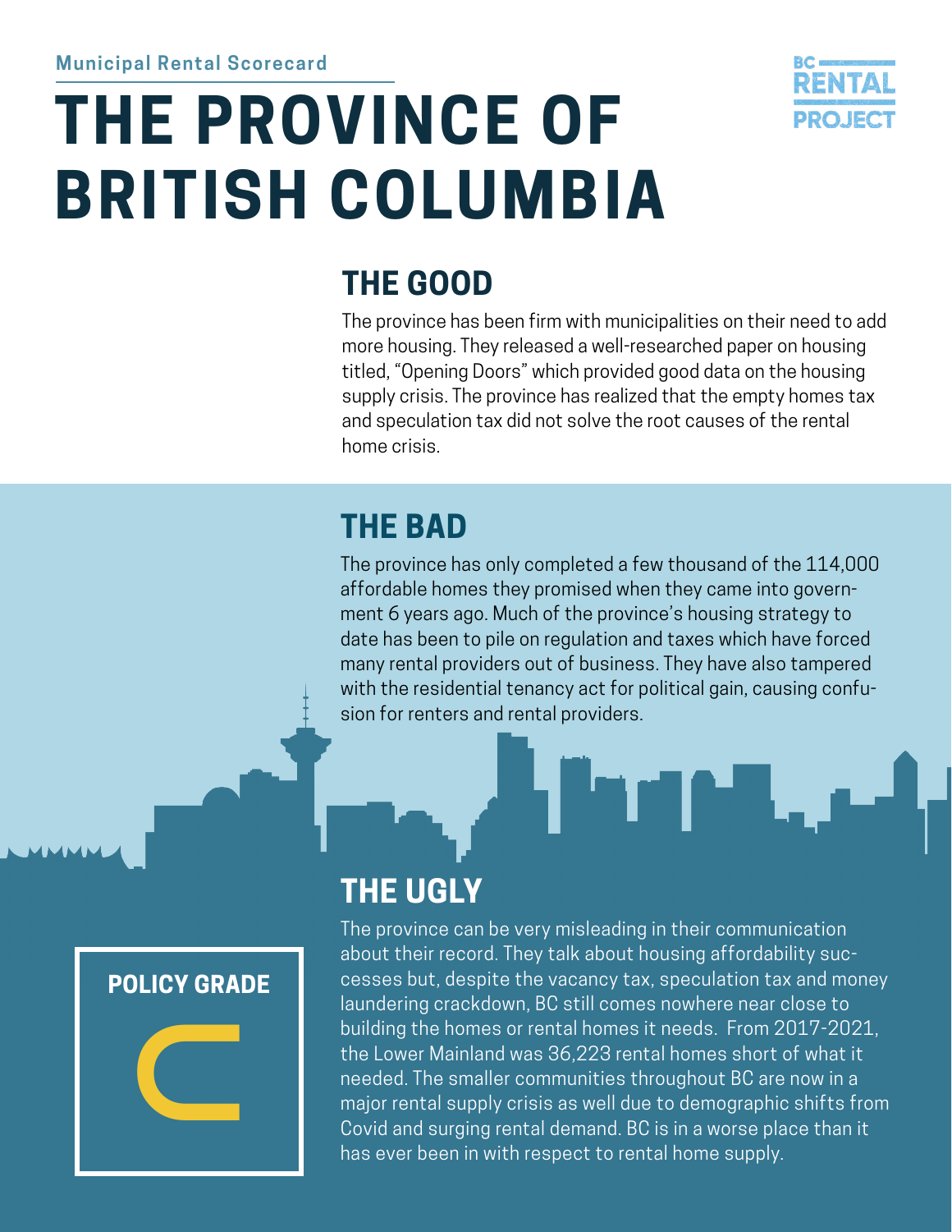Municipal Rental Scorecard

# THE PROVINCE OF BRITISH COLUMBIA

BC RENTAL PROJECT

## THE GOOD

The province has been firm with municipalities on their need to add more housing. They released a well-researched paper on housing titled, "Opening Doors" which provided good data on the housing supply crisis. The province has realized that the empty homes tax and speculation tax did not solve the root causes of the rental home crisis.

## THE BAD

The province has only completed a few thousand of the 114,000 affordable homes they promised when they came into government 6 years ago. Much of the province's housing strategy to date has been to pile on regulation and taxes which have forced many rental providers out of business. They have also tampered with the residential tenancy act for political gain, causing confusion for renters and rental providers.

## THE UGLY

The province can be very misleading in their communication about their record. They talk about housing affordability successes but, despite the vacancy tax, speculation tax and money laundering crackdown, BC still comes nowhere near close to building the homes or rental homes it needs. From 2017-2021, the Lower Mainland was 36,223 rental homes short of what it needed. The smaller communities throughout BC are now in a major rental supply crisis as well due to demographic shifts from Covid and surging rental demand. BC is in a worse place than it has ever been in with respect to rental home supply.

**POLICY GRADE**

**C**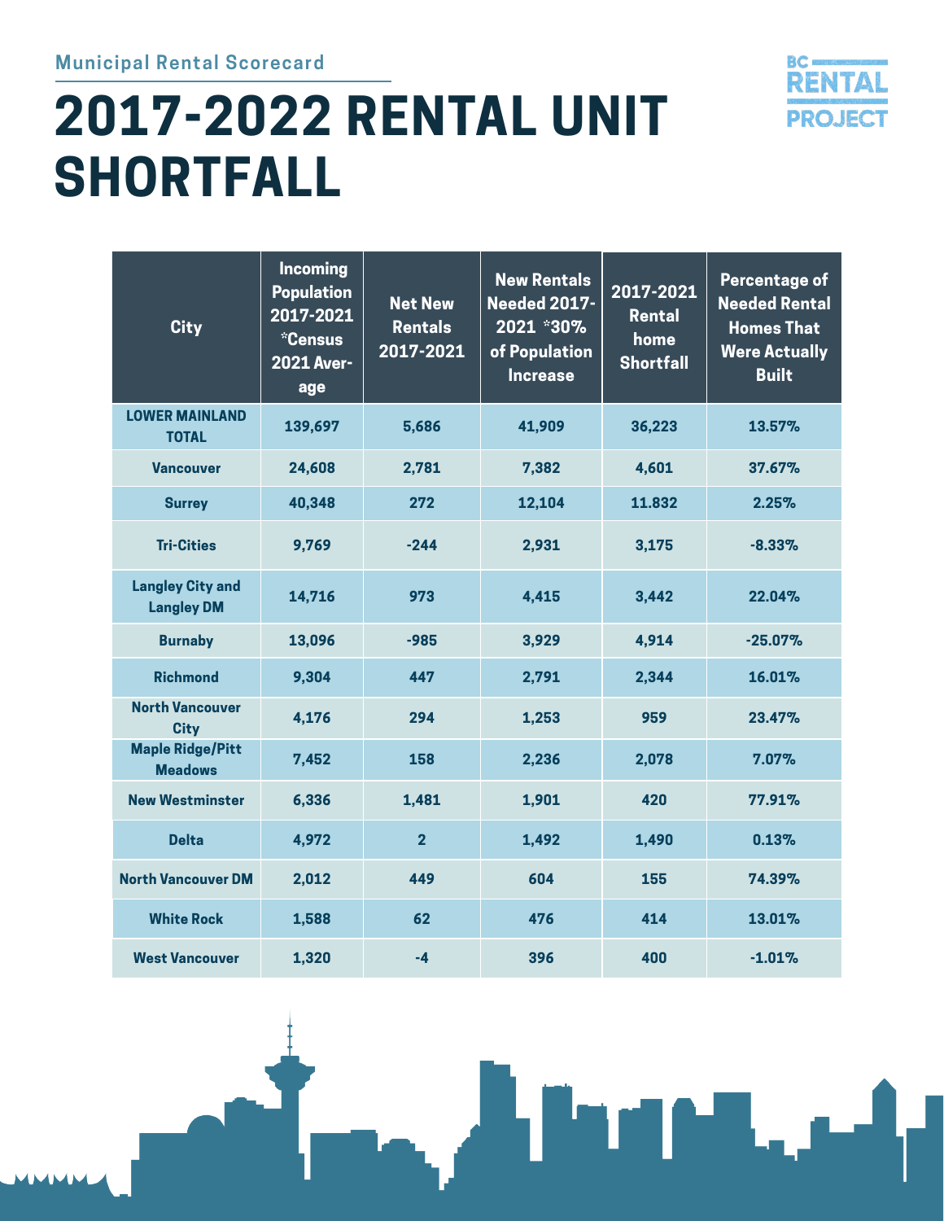Municipal Rental Scorecard

# 2017-2022 RENTAL UNIT SHORTFALL

BC RENTAL PROJECT

| City | Incoming Population 2017-2021 *Census 2021 Average | Net New Rentals 2017-2021 | New Rentals Needed 2017-2021 *30% of Population Increase | 2017-2021 Rental home Shortfall | Percentage of Needed Rental Homes That Were Actually Built |
|---|---|---|---|---|---|
| **LOWER MAINLAND TOTAL** | 139,697 | 5,686 | 41,909 | 36,223 | 13.57% |
| **Vancouver** | 24,608 | 2,781 | 7,382 | 4,601 | 37.67% |
| **Surrey** | 40,348 | 272 | 12,104 | 11.832 | 2.25% |
| **Tri-Cities** | 9,769 | -244 | 2,931 | 3,175 | -8.33% |
| **Langley City and Langley DM** | 14,716 | 973 | 4,415 | 3,442 | 22.04% |
| **Burnaby** | 13,096 | -985 | 3,929 | 4,914 | -25.07% |
| **Richmond** | 9,304 | 447 | 2,791 | 2,344 | 16.01% |
| **North Vancouver City** | 4,176 | 294 | 1,253 | 959 | 23.47% |
| **Maple Ridge/Pitt Meadows** | 7,452 | 158 | 2,236 | 2,078 | 7.07% |
| **New Westminster** | 6,336 | 1,481 | 1,901 | 420 | 77.91% |
| **Delta** | 4,972 | 2 | 1,492 | 1,490 | 0.13% |
| **North Vancouver DM** | 2,012 | 449 | 604 | 155 | 74.39% |
| **White Rock** | 1,588 | 62 | 476 | 414 | 13.01% |
| **West Vancouver** | 1,320 | -4 | 396 | 400 | -1.01% |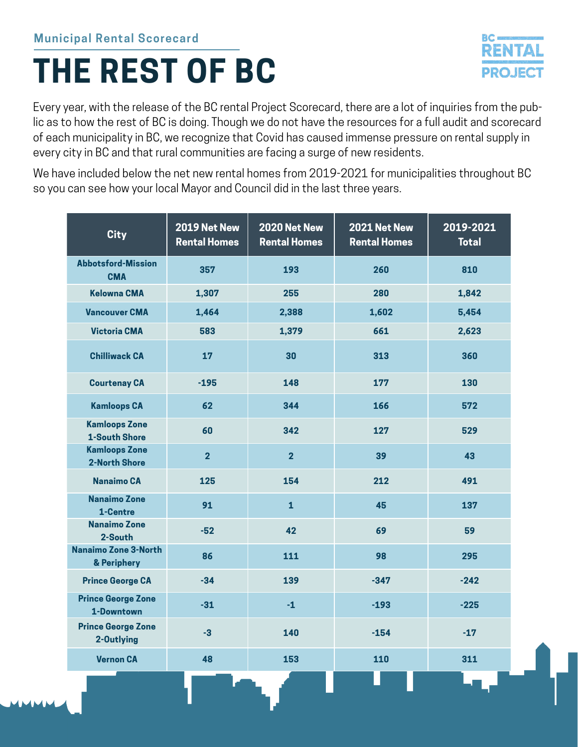Municipal Rental Scorecard

# THE REST OF BC

Every year, with the release of the BC rental Project Scorecard, there are a lot of inquiries from the public as to how the rest of BC is doing. Though we do not have the resources for a full audit and scorecard of each municipality in BC, we recognize that Covid has caused immense pressure on rental supply in every city in BC and that rural communities are facing a surge of new residents.

We have included below the net new rental homes from 2019-2021 for municipalities throughout BC so you can see how your local Mayor and Council did in the last three years.

| City | 2019 Net New Rental Homes | 2020 Net New Rental Homes | 2021 Net New Rental Homes | 2019-2021 Total |
|---|---|---|---|---|
| Abbotsford-Mission CMA | 357 | 193 | 260 | 810 |
| Kelowna CMA | 1,307 | 255 | 280 | 1,842 |
| Vancouver CMA | 1,464 | 2,388 | 1,602 | 5,454 |
| Victoria CMA | 583 | 1,379 | 661 | 2,623 |
| Chilliwack CA | 17 | 30 | 313 | 360 |
| Courtenay CA | -195 | 148 | 177 | 130 |
| Kamloops CA | 62 | 344 | 166 | 572 |
| Kamloops Zone 1-South Shore | 60 | 342 | 127 | 529 |
| Kamloops Zone 2-North Shore | 2 | 2 | 39 | 43 |
| Nanaimo CA | 125 | 154 | 212 | 491 |
| Nanaimo Zone 1-Centre | 91 | 1 | 45 | 137 |
| Nanaimo Zone 2-South | -52 | 42 | 69 | 59 |
| Nanaimo Zone 3-North & Periphery | 86 | 111 | 98 | 295 |
| Prince George CA | -34 | 139 | -347 | -242 |
| Prince George Zone 1-Downtown | -31 | -1 | -193 | -225 |
| Prince George Zone 2-Outlying | -3 | 140 | -154 | -17 |
| Vernon CA | 48 | 153 | 110 | 311 |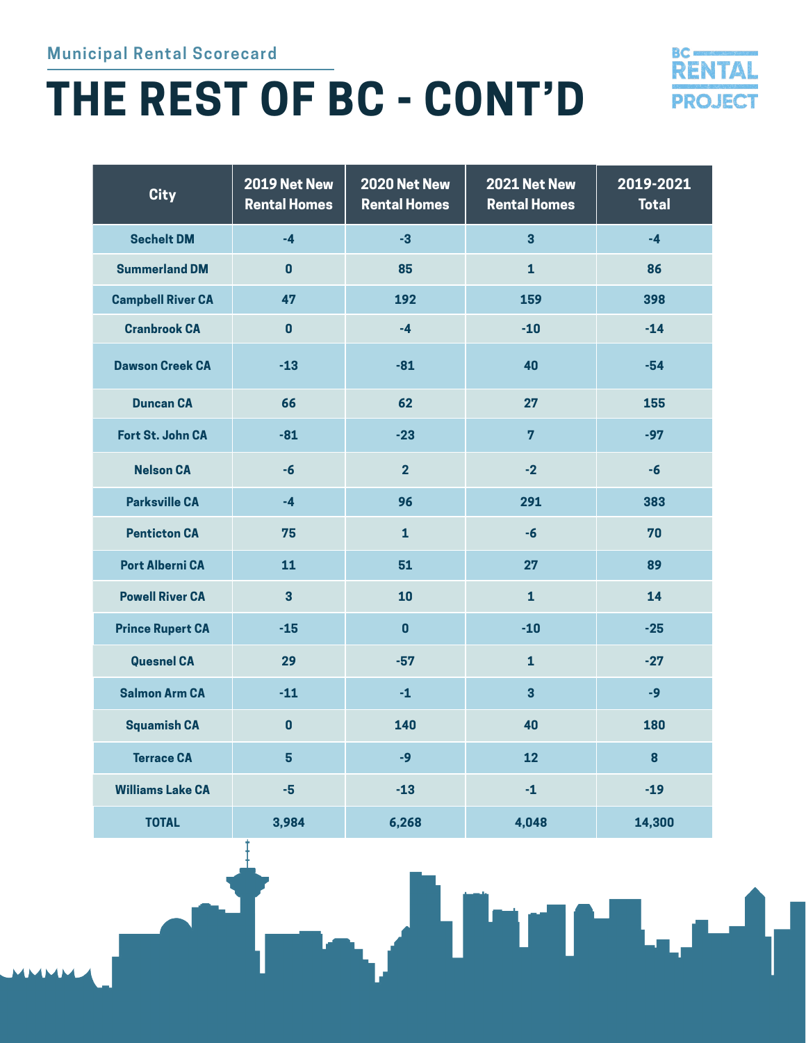Municipal Rental Scorecard

# THE REST OF BC - CONT'D

BC RENTAL PROJECT

| City | 2019 Net New Rental Homes | 2020 Net New Rental Homes | 2021 Net New Rental Homes | 2019-2021 Total |
|---|---|---|---|---|
| Sechelt DM | -4 | -3 | 3 | -4 |
| Summerland DM | 0 | 85 | 1 | 86 |
| Campbell River CA | 47 | 192 | 159 | 398 |
| Cranbrook CA | 0 | -4 | -10 | -14 |
| Dawson Creek CA | -13 | -81 | 40 | -54 |
| Duncan CA | 66 | 62 | 27 | 155 |
| Fort St. John CA | -81 | -23 | 7 | -97 |
| Nelson CA | -6 | 2 | -2 | -6 |
| Parksville CA | -4 | 96 | 291 | 383 |
| Penticton CA | 75 | 1 | -6 | 70 |
| Port Alberni CA | 11 | 51 | 27 | 89 |
| Powell River CA | 3 | 10 | 1 | 14 |
| Prince Rupert CA | -15 | 0 | -10 | -25 |
| Quesnel CA | 29 | -57 | 1 | -27 |
| Salmon Arm CA | -11 | -1 | 3 | -9 |
| Squamish CA | 0 | 140 | 40 | 180 |
| Terrace CA | 5 | -9 | 12 | 8 |
| Williams Lake CA | -5 | -13 | -1 | -19 |
| TOTAL | 3,984 | 6,268 | 4,048 | 14,300 |